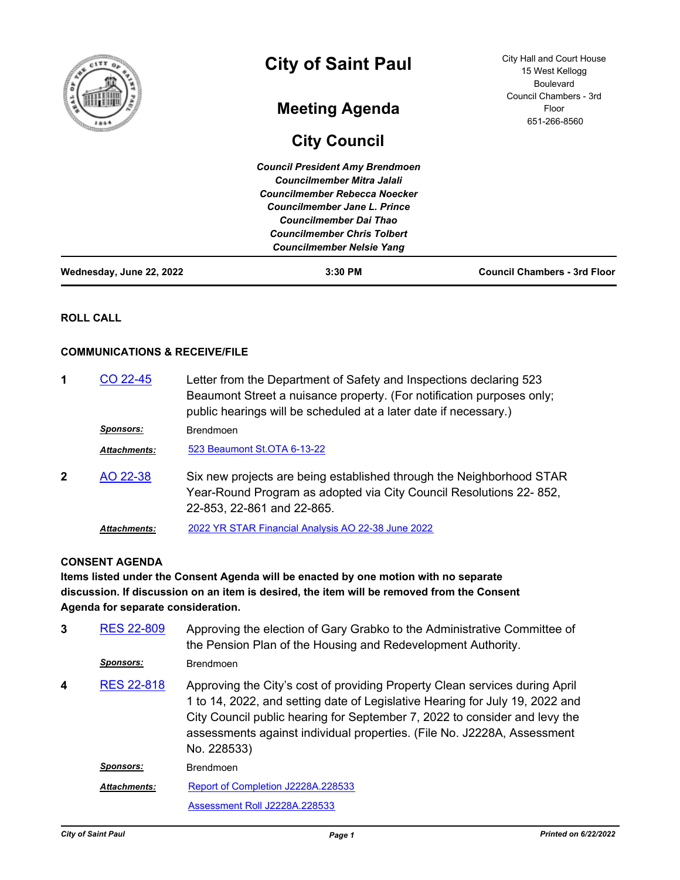# City of Saint Paul

## Meeting Agenda

## City Council

City Hall and Court House
15 West Kellogg Boulevard
Council Chambers - 3rd Floor
651-266-8560

***Council President Amy Brendmoen***
***Councilmember Mitra Jalali***
***Councilmember Rebecca Noecker***
***Councilmember Jane L. Prince***
***Councilmember Dai Thao***
***Councilmember Chris Tolbert***
***Councilmember Nelsie Yang***

**Wednesday, June 22, 2022** | **3:30 PM** | **Council Chambers - 3rd Floor**

### ROLL CALL

### COMMUNICATIONS & RECEIVE/FILE

**1** CO 22-45

Letter from the Department of Safety and Inspections declaring 523 Beaumont Street a nuisance property. (For notification purposes only; public hearings will be scheduled at a later date if necessary.)

***Sponsors:*** Brendmoen

***Attachments:*** 523 Beaumont St.OTA 6-13-22

**2** AO 22-38

Six new projects are being established through the Neighborhood STAR Year-Round Program as adopted via City Council Resolutions 22- 852, 22-853, 22-861 and 22-865.

***Attachments:*** 2022 YR STAR Financial Analysis AO 22-38 June 2022

### CONSENT AGENDA

**Items listed under the Consent Agenda will be enacted by one motion with no separate discussion. If discussion on an item is desired, the item will be removed from the Consent Agenda for separate consideration.**

**3** RES 22-809

Approving the election of Gary Grabko to the Administrative Committee of the Pension Plan of the Housing and Redevelopment Authority.

***Sponsors:*** Brendmoen

**4** RES 22-818

Approving the City's cost of providing Property Clean services during April 1 to 14, 2022, and setting date of Legislative Hearing for July 19, 2022 and City Council public hearing for September 7, 2022 to consider and levy the assessments against individual properties. (File No. J2228A, Assessment No. 228533)

***Sponsors:*** Brendmoen

***Attachments:*** Report of Completion J2228A.228533

Assessment Roll J2228A.228533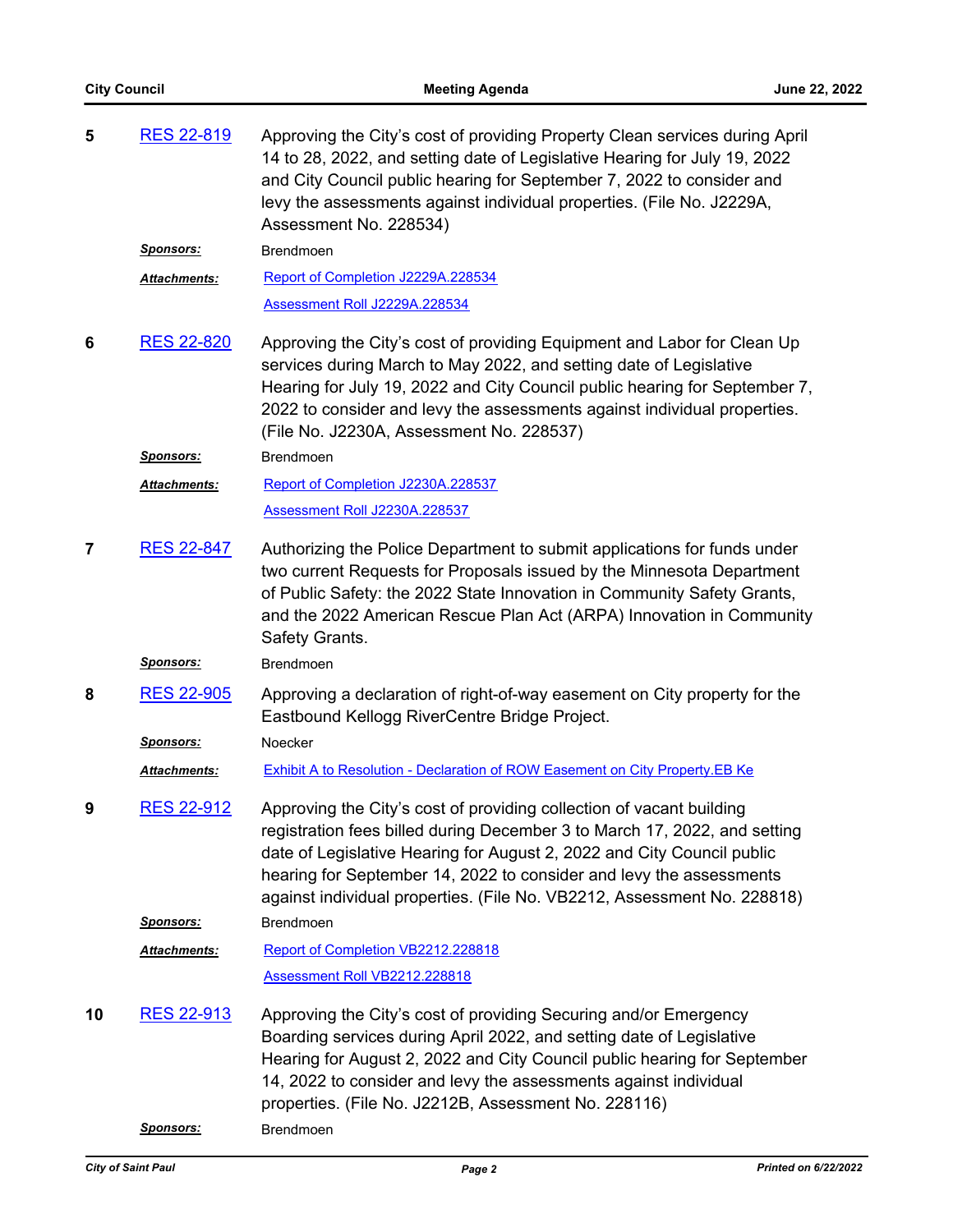**5** RES 22-819

Approving the City's cost of providing Property Clean services during April 14 to 28, 2022, and setting date of Legislative Hearing for July 19, 2022 and City Council public hearing for September 7, 2022 to consider and levy the assessments against individual properties. (File No. J2229A, Assessment No. 228534)

***Sponsors:*** Brendmoen

***Attachments:*** Report of Completion J2229A.228534

Assessment Roll J2229A.228534

**6** RES 22-820

Approving the City's cost of providing Equipment and Labor for Clean Up services during March to May 2022, and setting date of Legislative Hearing for July 19, 2022 and City Council public hearing for September 7, 2022 to consider and levy the assessments against individual properties. (File No. J2230A, Assessment No. 228537)

***Sponsors:*** Brendmoen

***Attachments:*** Report of Completion J2230A.228537

Assessment Roll J2230A.228537

**7** RES 22-847

Authorizing the Police Department to submit applications for funds under two current Requests for Proposals issued by the Minnesota Department of Public Safety: the 2022 State Innovation in Community Safety Grants, and the 2022 American Rescue Plan Act (ARPA) Innovation in Community Safety Grants.

***Sponsors:*** Brendmoen

**8** RES 22-905

Approving a declaration of right-of-way easement on City property for the Eastbound Kellogg RiverCentre Bridge Project.

***Sponsors:*** Noecker

***Attachments:*** Exhibit A to Resolution - Declaration of ROW Easement on City Property.EB Ke

**9** RES 22-912

Approving the City's cost of providing collection of vacant building registration fees billed during December 3 to March 17, 2022, and setting date of Legislative Hearing for August 2, 2022 and City Council public hearing for September 14, 2022 to consider and levy the assessments against individual properties. (File No. VB2212, Assessment No. 228818)

***Sponsors:*** Brendmoen

***Attachments:*** Report of Completion VB2212.228818

Assessment Roll VB2212.228818

**10** RES 22-913

Approving the City's cost of providing Securing and/or Emergency Boarding services during April 2022, and setting date of Legislative Hearing for August 2, 2022 and City Council public hearing for September 14, 2022 to consider and levy the assessments against individual properties. (File No. J2212B, Assessment No. 228116)

***Sponsors:*** Brendmoen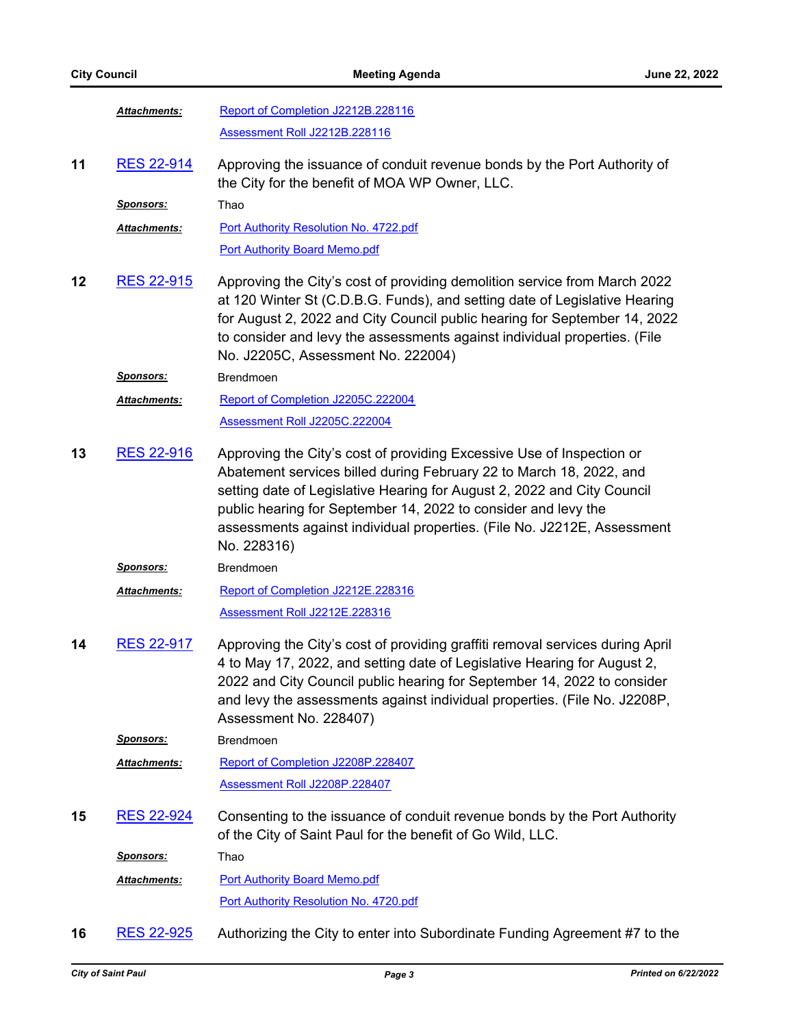*Attachments:* Report of Completion J2212B.228116

Assessment Roll J2212B.228116

**11** RES 22-914 Approving the issuance of conduit revenue bonds by the Port Authority of the City for the benefit of MOA WP Owner, LLC.

*Sponsors:* Thao

*Attachments:* Port Authority Resolution No. 4722.pdf

Port Authority Board Memo.pdf

**12** RES 22-915 Approving the City's cost of providing demolition service from March 2022 at 120 Winter St (C.D.B.G. Funds), and setting date of Legislative Hearing for August 2, 2022 and City Council public hearing for September 14, 2022 to consider and levy the assessments against individual properties. (File No. J2205C, Assessment No. 222004)

*Sponsors:* Brendmoen

*Attachments:* Report of Completion J2205C.222004

Assessment Roll J2205C.222004

**13** RES 22-916 Approving the City's cost of providing Excessive Use of Inspection or Abatement services billed during February 22 to March 18, 2022, and setting date of Legislative Hearing for August 2, 2022 and City Council public hearing for September 14, 2022 to consider and levy the assessments against individual properties. (File No. J2212E, Assessment No. 228316)

*Sponsors:* Brendmoen

*Attachments:* Report of Completion J2212E.228316

Assessment Roll J2212E.228316

**14** RES 22-917 Approving the City's cost of providing graffiti removal services during April 4 to May 17, 2022, and setting date of Legislative Hearing for August 2, 2022 and City Council public hearing for September 14, 2022 to consider and levy the assessments against individual properties. (File No. J2208P, Assessment No. 228407)

*Sponsors:* Brendmoen

*Attachments:* Report of Completion J2208P.228407

Assessment Roll J2208P.228407

**15** RES 22-924 Consenting to the issuance of conduit revenue bonds by the Port Authority of the City of Saint Paul for the benefit of Go Wild, LLC.

*Sponsors:* Thao

*Attachments:* Port Authority Board Memo.pdf

Port Authority Resolution No. 4720.pdf

**16** RES 22-925 Authorizing the City to enter into Subordinate Funding Agreement #7 to the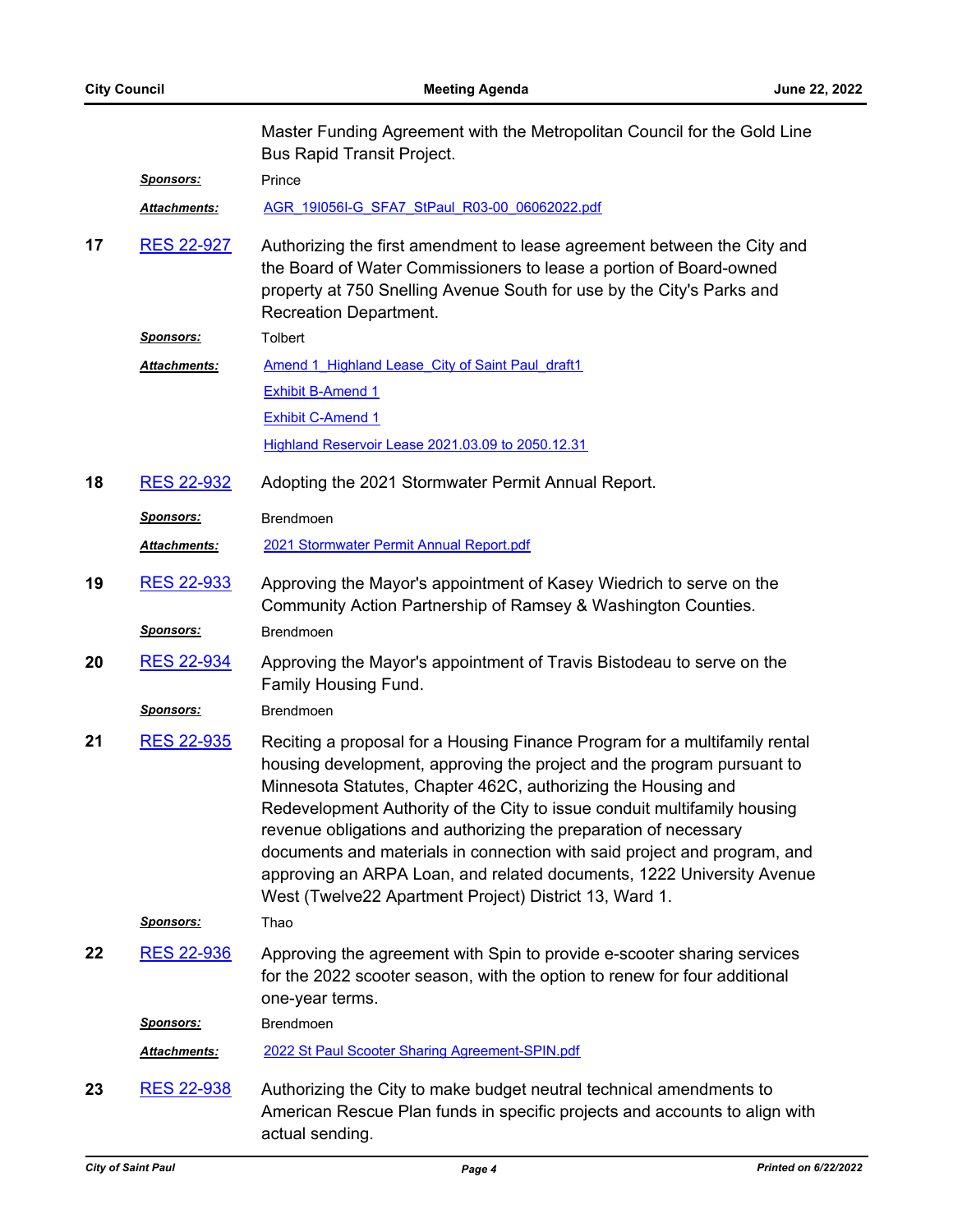Master Funding Agreement with the Metropolitan Council for the Gold Line Bus Rapid Transit Project.

***Sponsors:*** Prince

***Attachments:*** AGR_19I056I-G_SFA7_StPaul_R03-00_06062022.pdf

**17** RES 22-927 Authorizing the first amendment to lease agreement between the City and the Board of Water Commissioners to lease a portion of Board-owned property at 750 Snelling Avenue South for use by the City's Parks and Recreation Department.

***Sponsors:*** Tolbert

***Attachments:*** Amend 1_Highland Lease_City of Saint Paul_draft1

Exhibit B-Amend 1

Exhibit C-Amend 1

Highland Reservoir Lease 2021.03.09 to 2050.12.31

**18** RES 22-932 Adopting the 2021 Stormwater Permit Annual Report.

***Sponsors:*** Brendmoen

***Attachments:*** 2021 Stormwater Permit Annual Report.pdf

**19** RES 22-933 Approving the Mayor's appointment of Kasey Wiedrich to serve on the Community Action Partnership of Ramsey & Washington Counties.

***Sponsors:*** Brendmoen

**20** RES 22-934 Approving the Mayor's appointment of Travis Bistodeau to serve on the Family Housing Fund.

***Sponsors:*** Brendmoen

**21** RES 22-935 Reciting a proposal for a Housing Finance Program for a multifamily rental housing development, approving the project and the program pursuant to Minnesota Statutes, Chapter 462C, authorizing the Housing and Redevelopment Authority of the City to issue conduit multifamily housing revenue obligations and authorizing the preparation of necessary documents and materials in connection with said project and program, and approving an ARPA Loan, and related documents, 1222 University Avenue West (Twelve22 Apartment Project) District 13, Ward 1.

***Sponsors:*** Thao

**22** RES 22-936 Approving the agreement with Spin to provide e-scooter sharing services for the 2022 scooter season, with the option to renew for four additional one-year terms.

***Sponsors:*** Brendmoen

***Attachments:*** 2022 St Paul Scooter Sharing Agreement-SPIN.pdf

**23** RES 22-938 Authorizing the City to make budget neutral technical amendments to American Rescue Plan funds in specific projects and accounts to align with actual sending.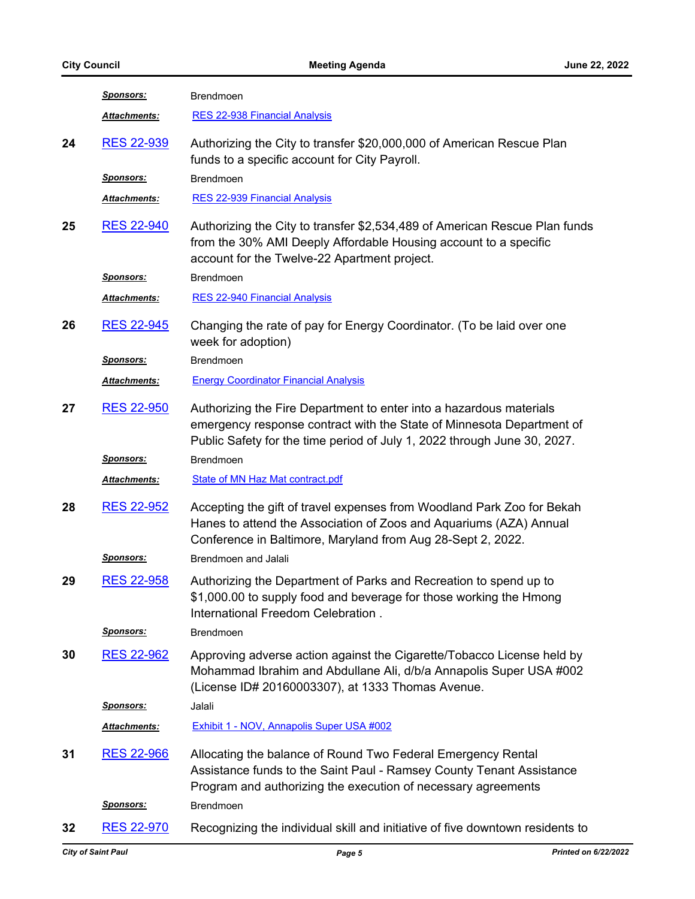*Sponsors:* Brendmoen

*Attachments:* [RES 22-938 Financial Analysis]

**24** [RES 22-939] Authorizing the City to transfer $20,000,000 of American Rescue Plan funds to a specific account for City Payroll.

*Sponsors:* Brendmoen

*Attachments:* [RES 22-939 Financial Analysis]

**25** [RES 22-940] Authorizing the City to transfer $2,534,489 of American Rescue Plan funds from the 30% AMI Deeply Affordable Housing account to a specific account for the Twelve-22 Apartment project.

*Sponsors:* Brendmoen

*Attachments:* [RES 22-940 Financial Analysis]

**26** [RES 22-945] Changing the rate of pay for Energy Coordinator. (To be laid over one week for adoption)

*Sponsors:* Brendmoen

*Attachments:* [Energy Coordinator Financial Analysis]

**27** [RES 22-950] Authorizing the Fire Department to enter into a hazardous materials emergency response contract with the State of Minnesota Department of Public Safety for the time period of July 1, 2022 through June 30, 2027.

*Sponsors:* Brendmoen

*Attachments:* [State of MN Haz Mat contract.pdf]

**28** [RES 22-952] Accepting the gift of travel expenses from Woodland Park Zoo for Bekah Hanes to attend the Association of Zoos and Aquariums (AZA) Annual Conference in Baltimore, Maryland from Aug 28-Sept 2, 2022.

*Sponsors:* Brendmoen and Jalali

**29** [RES 22-958] Authorizing the Department of Parks and Recreation to spend up to $1,000.00 to supply food and beverage for those working the Hmong International Freedom Celebration .

*Sponsors:* Brendmoen

**30** [RES 22-962] Approving adverse action against the Cigarette/Tobacco License held by Mohammad Ibrahim and Abdullane Ali, d/b/a Annapolis Super USA #002 (License ID# 20160003307), at 1333 Thomas Avenue.

*Sponsors:* Jalali

*Attachments:* [Exhibit 1 - NOV, Annapolis Super USA #002]

**31** [RES 22-966] Allocating the balance of Round Two Federal Emergency Rental Assistance funds to the Saint Paul - Ramsey County Tenant Assistance Program and authorizing the execution of necessary agreements

*Sponsors:* Brendmoen

**32** [RES 22-970] Recognizing the individual skill and initiative of five downtown residents to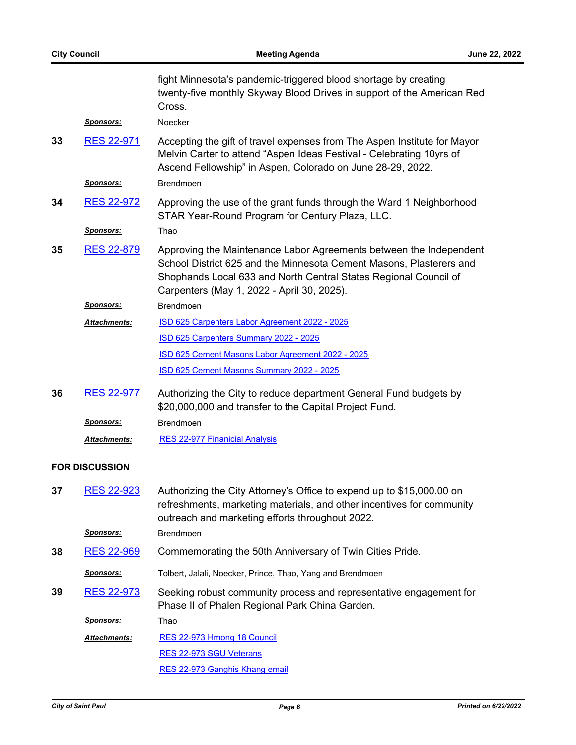fight Minnesota's pandemic-triggered blood shortage by creating twenty-five monthly Skyway Blood Drives in support of the American Red Cross.

***Sponsors:*** Noecker

**33** RES 22-971 Accepting the gift of travel expenses from The Aspen Institute for Mayor Melvin Carter to attend “Aspen Ideas Festival - Celebrating 10yrs of Ascend Fellowship” in Aspen, Colorado on June 28-29, 2022.

***Sponsors:*** Brendmoen

**34** RES 22-972 Approving the use of the grant funds through the Ward 1 Neighborhood STAR Year-Round Program for Century Plaza, LLC.

***Sponsors:*** Thao

**35** RES 22-879 Approving the Maintenance Labor Agreements between the Independent School District 625 and the Minnesota Cement Masons, Plasterers and Shophands Local 633 and North Central States Regional Council of Carpenters (May 1, 2022 - April 30, 2025).

***Sponsors:*** Brendmoen

***Attachments:*** ISD 625 Carpenters Labor Agreement 2022 - 2025
ISD 625 Carpenters Summary 2022 - 2025
ISD 625 Cement Masons Labor Agreement 2022 - 2025
ISD 625 Cement Masons Summary 2022 - 2025

**36** RES 22-977 Authorizing the City to reduce department General Fund budgets by $20,000,000 and transfer to the Capital Project Fund.

***Sponsors:*** Brendmoen

***Attachments:*** RES 22-977 Finanicial Analysis

## FOR DISCUSSION

**37** RES 22-923 Authorizing the City Attorney’s Office to expend up to $15,000.00 on refreshments, marketing materials, and other incentives for community outreach and marketing efforts throughout 2022.

***Sponsors:*** Brendmoen

**38** RES 22-969 Commemorating the 50th Anniversary of Twin Cities Pride.

***Sponsors:*** Tolbert, Jalali, Noecker, Prince, Thao, Yang and Brendmoen

**39** RES 22-973 Seeking robust community process and representative engagement for Phase II of Phalen Regional Park China Garden.

***Sponsors:*** Thao

***Attachments:*** RES 22-973 Hmong 18 Council
RES 22-973 SGU Veterans
RES 22-973 Ganghis Khang email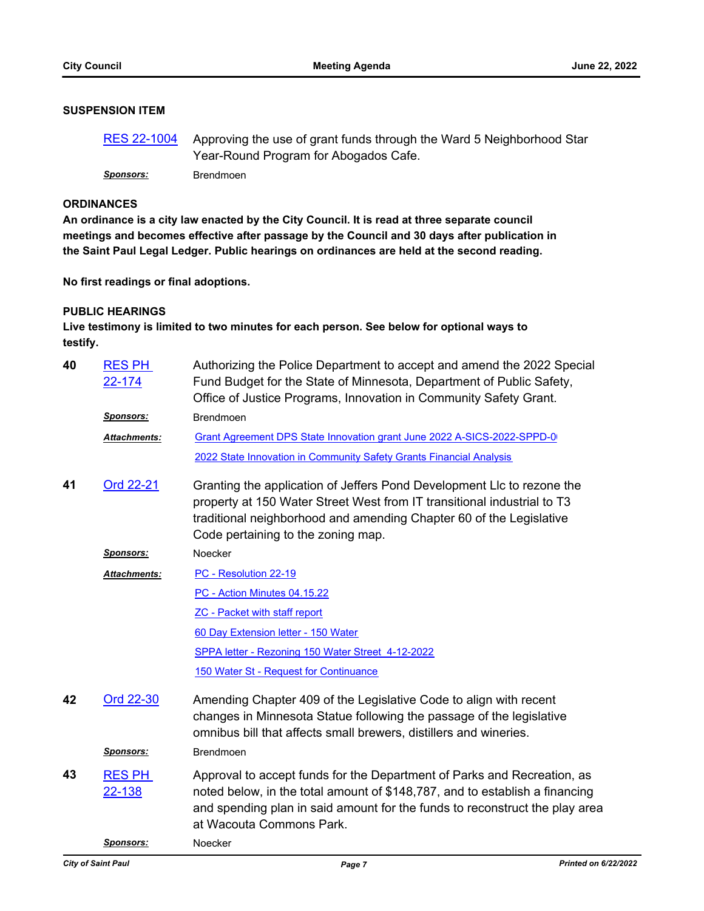### SUSPENSION ITEM

[RES 22-1004](#) Approving the use of grant funds through the Ward 5 Neighborhood Star Year-Round Program for Abogados Cafe.

***Sponsors:*** Brendmoen

### ORDINANCES

**An ordinance is a city law enacted by the City Council. It is read at three separate council meetings and becomes effective after passage by the Council and 30 days after publication in the Saint Paul Legal Ledger. Public hearings on ordinances are held at the second reading.**

**No first readings or final adoptions.**

### PUBLIC HEARINGS

**Live testimony is limited to two minutes for each person. See below for optional ways to testify.**

**40** [RES PH 22-174](#) Authorizing the Police Department to accept and amend the 2022 Special Fund Budget for the State of Minnesota, Department of Public Safety, Office of Justice Programs, Innovation in Community Safety Grant.

***Sponsors:*** Brendmoen

***Attachments:***
- Grant Agreement DPS State Innovation grant June 2022 A-SICS-2022-SPPD-0
- 2022 State Innovation in Community Safety Grants Financial Analysis

**41** [Ord 22-21](#) Granting the application of Jeffers Pond Development Llc to rezone the property at 150 Water Street West from IT transitional industrial to T3 traditional neighborhood and amending Chapter 60 of the Legislative Code pertaining to the zoning map.

***Sponsors:*** Noecker

***Attachments:***
- PC - Resolution 22-19
- PC - Action Minutes 04.15.22
- ZC - Packet with staff report
- 60 Day Extension letter - 150 Water
- SPPA letter - Rezoning 150 Water Street 4-12-2022
- 150 Water St - Request for Continuance

**42** [Ord 22-30](#) Amending Chapter 409 of the Legislative Code to align with recent changes in Minnesota Statue following the passage of the legislative omnibus bill that affects small brewers, distillers and wineries.

***Sponsors:*** Brendmoen

**43** [RES PH 22-138](#) Approval to accept funds for the Department of Parks and Recreation, as noted below, in the total amount of $148,787, and to establish a financing and spending plan in said amount for the funds to reconstruct the play area at Wacouta Commons Park.

***Sponsors:*** Noecker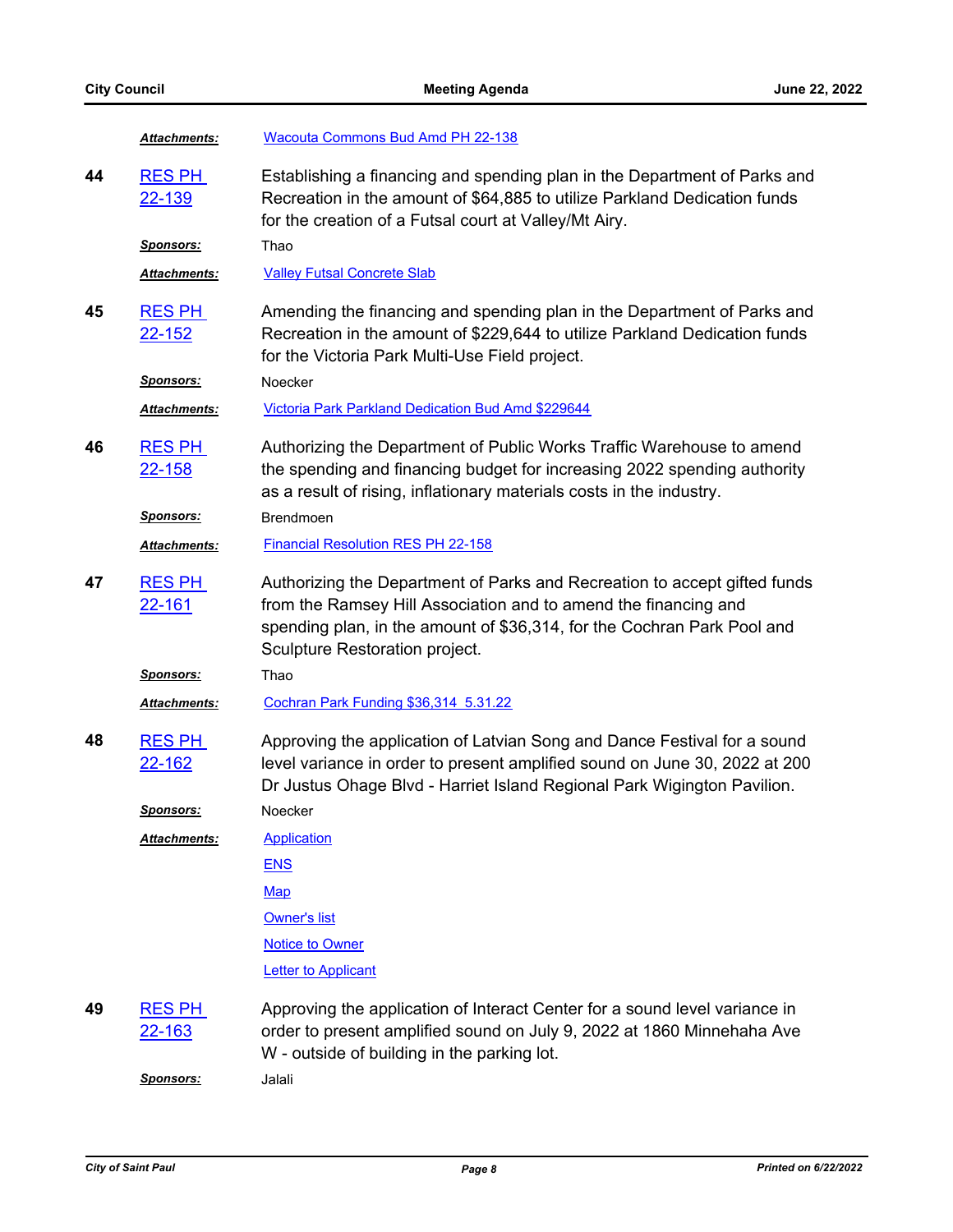**Attachments:** Wacouta Commons Bud Amd PH 22-138

**44** RES PH 22-139

Establishing a financing and spending plan in the Department of Parks and Recreation in the amount of $64,885 to utilize Parkland Dedication funds for the creation of a Futsal court at Valley/Mt Airy.

**Sponsors:** Thao

**Attachments:** Valley Futsal Concrete Slab

**45** RES PH 22-152

Amending the financing and spending plan in the Department of Parks and Recreation in the amount of $229,644 to utilize Parkland Dedication funds for the Victoria Park Multi-Use Field project.

**Sponsors:** Noecker

**Attachments:** Victoria Park Parkland Dedication Bud Amd $229644

**46** RES PH 22-158

Authorizing the Department of Public Works Traffic Warehouse to amend the spending and financing budget for increasing 2022 spending authority as a result of rising, inflationary materials costs in the industry.

**Sponsors:** Brendmoen

**Attachments:** Financial Resolution RES PH 22-158

**47** RES PH 22-161

Authorizing the Department of Parks and Recreation to accept gifted funds from the Ramsey Hill Association and to amend the financing and spending plan, in the amount of $36,314, for the Cochran Park Pool and Sculpture Restoration project.

**Sponsors:** Thao

**Attachments:** Cochran Park Funding $36,314 5.31.22

**48** RES PH 22-162

Approving the application of Latvian Song and Dance Festival for a sound level variance in order to present amplified sound on June 30, 2022 at 200 Dr Justus Ohage Blvd - Harriet Island Regional Park Wigington Pavilion.

**Sponsors:** Noecker

**Attachments:** Application

ENS

Map

Owner's list

Notice to Owner

Letter to Applicant

**49** RES PH 22-163

Approving the application of Interact Center for a sound level variance in order to present amplified sound on July 9, 2022 at 1860 Minnehaha Ave W - outside of building in the parking lot.

**Sponsors:** Jalali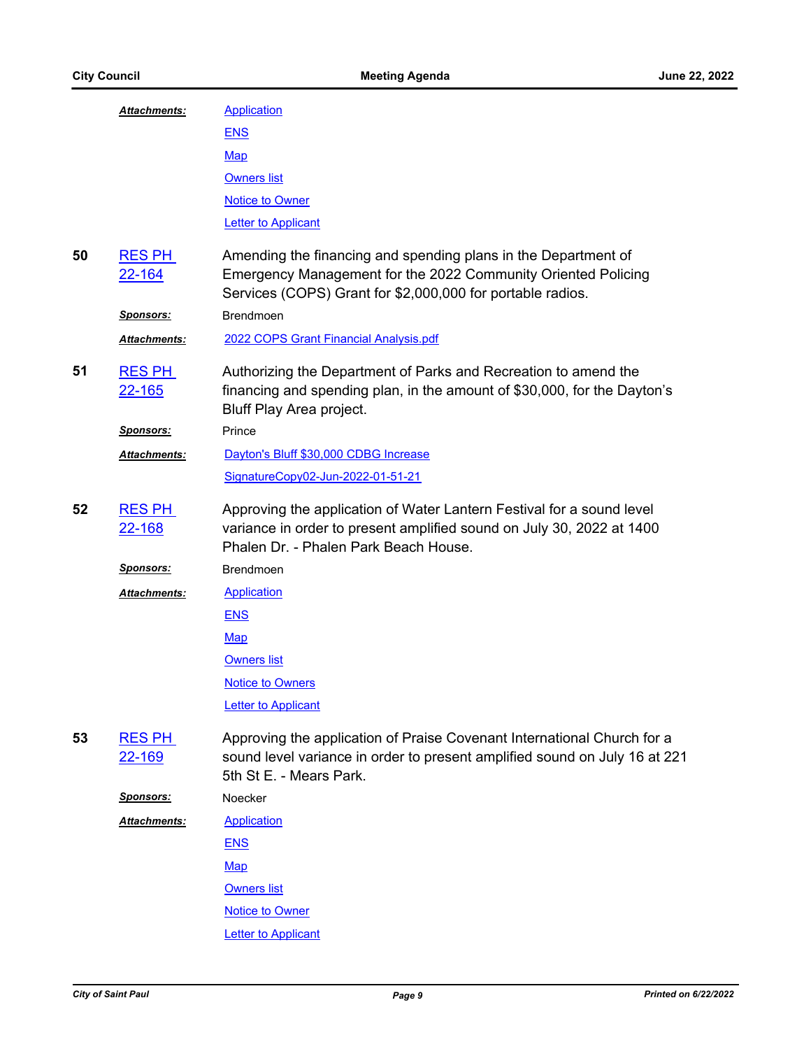***Attachments:*** Application

ENS

Map

Owners list

Notice to Owner

Letter to Applicant

**50** RES PH 22-164

Amending the financing and spending plans in the Department of Emergency Management for the 2022 Community Oriented Policing Services (COPS) Grant for $2,000,000 for portable radios.

***Sponsors:*** Brendmoen

***Attachments:*** 2022 COPS Grant Financial Analysis.pdf

**51** RES PH 22-165

Authorizing the Department of Parks and Recreation to amend the financing and spending plan, in the amount of $30,000, for the Dayton's Bluff Play Area project.

***Sponsors:*** Prince

***Attachments:*** Dayton's Bluff $30,000 CDBG Increase

SignatureCopy02-Jun-2022-01-51-21

**52** RES PH 22-168

Approving the application of Water Lantern Festival for a sound level variance in order to present amplified sound on July 30, 2022 at 1400 Phalen Dr. - Phalen Park Beach House.

***Sponsors:*** Brendmoen

***Attachments:*** Application

ENS

Map

Owners list

Notice to Owners

Letter to Applicant

**53** RES PH 22-169

Approving the application of Praise Covenant International Church for a sound level variance in order to present amplified sound on July 16 at 221 5th St E. - Mears Park.

***Sponsors:*** Noecker

***Attachments:*** Application

ENS

Map

Owners list

Notice to Owner

Letter to Applicant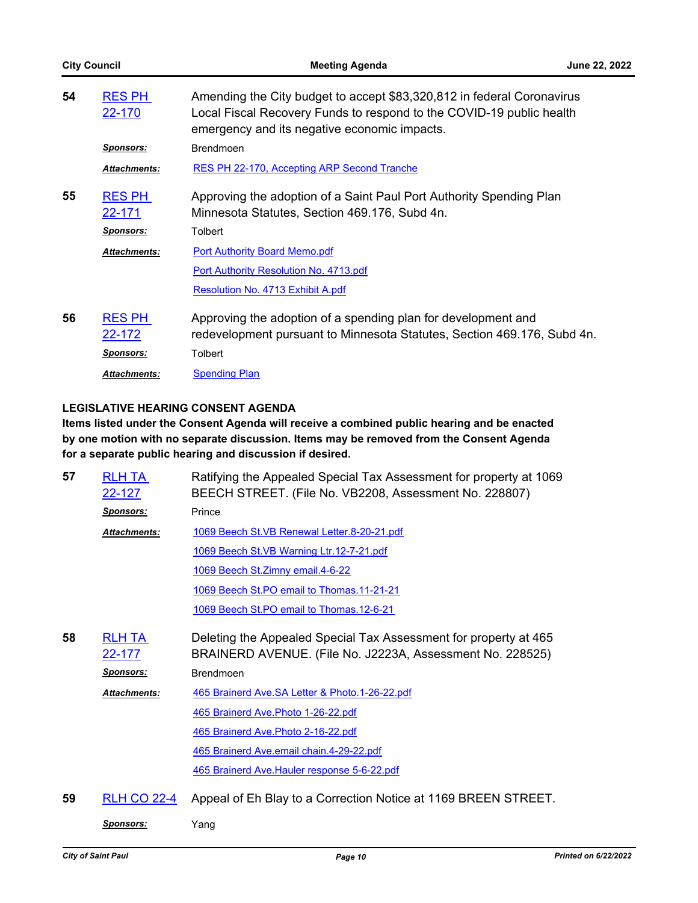**54** RES PH 22-170

Amending the City budget to accept $83,320,812 in federal Coronavirus Local Fiscal Recovery Funds to respond to the COVID-19 public health emergency and its negative economic impacts.

***Sponsors:*** Brendmoen

***Attachments:*** RES PH 22-170, Accepting ARP Second Tranche

**55** RES PH 22-171

Approving the adoption of a Saint Paul Port Authority Spending Plan Minnesota Statutes, Section 469.176, Subd 4n.

***Sponsors:*** Tolbert

***Attachments:*** Port Authority Board Memo.pdf
Port Authority Resolution No. 4713.pdf
Resolution No. 4713 Exhibit A.pdf

**56** RES PH 22-172

Approving the adoption of a spending plan for development and redevelopment pursuant to Minnesota Statutes, Section 469.176, Subd 4n.

***Sponsors:*** Tolbert

***Attachments:*** Spending Plan

## LEGISLATIVE HEARING CONSENT AGENDA

**Items listed under the Consent Agenda will receive a combined public hearing and be enacted by one motion with no separate discussion. Items may be removed from the Consent Agenda for a separate public hearing and discussion if desired.**

**57** RLH TA 22-127

Ratifying the Appealed Special Tax Assessment for property at 1069 BEECH STREET. (File No. VB2208, Assessment No. 228807)

***Sponsors:*** Prince

***Attachments:*** 1069 Beech St.VB Renewal Letter.8-20-21.pdf
1069 Beech St.VB Warning Ltr.12-7-21.pdf
1069 Beech St.Zimny email.4-6-22
1069 Beech St.PO email to Thomas.11-21-21
1069 Beech St.PO email to Thomas.12-6-21

**58** RLH TA 22-177

Deleting the Appealed Special Tax Assessment for property at 465 BRAINERD AVENUE. (File No. J2223A, Assessment No. 228525)

***Sponsors:*** Brendmoen

***Attachments:*** 465 Brainerd Ave.SA Letter & Photo.1-26-22.pdf
465 Brainerd Ave.Photo 1-26-22.pdf
465 Brainerd Ave.Photo 2-16-22.pdf
465 Brainerd Ave.email chain.4-29-22.pdf
465 Brainerd Ave.Hauler response 5-6-22.pdf

**59** RLH CO 22-4

Appeal of Eh Blay to a Correction Notice at 1169 BREEN STREET.

***Sponsors:*** Yang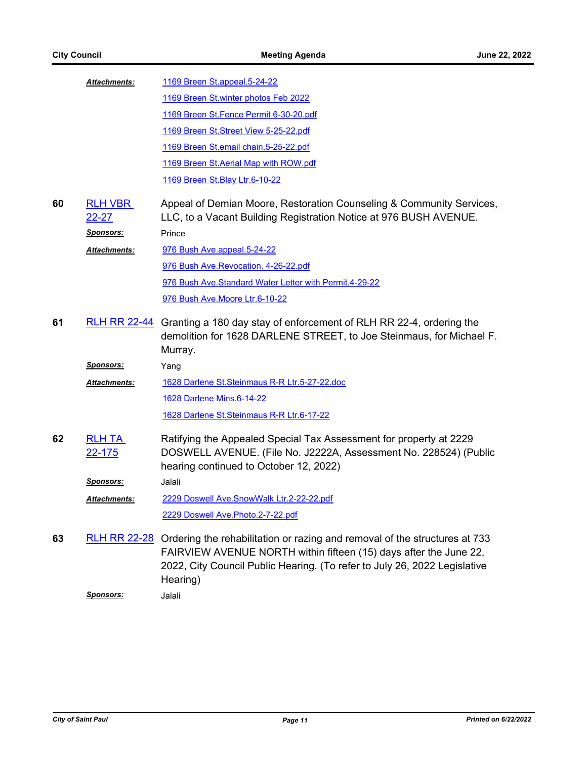***Attachments:***
- 1169 Breen St.appeal.5-24-22
- 1169 Breen St.winter photos Feb 2022
- 1169 Breen St.Fence Permit 6-30-20.pdf
- 1169 Breen St.Street View 5-25-22.pdf
- 1169 Breen St.email chain.5-25-22.pdf
- 1169 Breen St.Aerial Map with ROW.pdf
- 1169 Breen St.Blay Ltr.6-10-22

**60** RLH VBR 22-27

Appeal of Demian Moore, Restoration Counseling & Community Services, LLC, to a Vacant Building Registration Notice at 976 BUSH AVENUE.

***Sponsors:*** Prince

***Attachments:***
- 976 Bush Ave.appeal.5-24-22
- 976 Bush Ave.Revocation. 4-26-22.pdf
- 976 Bush Ave.Standard Water Letter with Permit.4-29-22
- 976 Bush Ave.Moore Ltr.6-10-22

**61** RLH RR 22-44

Granting a 180 day stay of enforcement of RLH RR 22-4, ordering the demolition for 1628 DARLENE STREET, to Joe Steinmaus, for Michael F. Murray.

***Sponsors:*** Yang

***Attachments:***
- 1628 Darlene St.Steinmaus R-R Ltr.5-27-22.doc
- 1628 Darlene Mins.6-14-22
- 1628 Darlene St.Steinmaus R-R Ltr.6-17-22

**62** RLH TA 22-175

Ratifying the Appealed Special Tax Assessment for property at 2229 DOSWELL AVENUE. (File No. J2222A, Assessment No. 228524) (Public hearing continued to October 12, 2022)

***Sponsors:*** Jalali

***Attachments:***
- 2229 Doswell Ave.SnowWalk Ltr.2-22-22.pdf
- 2229 Doswell Ave.Photo.2-7-22.pdf

**63** RLH RR 22-28

Ordering the rehabilitation or razing and removal of the structures at 733 FAIRVIEW AVENUE NORTH within fifteen (15) days after the June 22, 2022, City Council Public Hearing. (To refer to July 26, 2022 Legislative Hearing)

***Sponsors:*** Jalali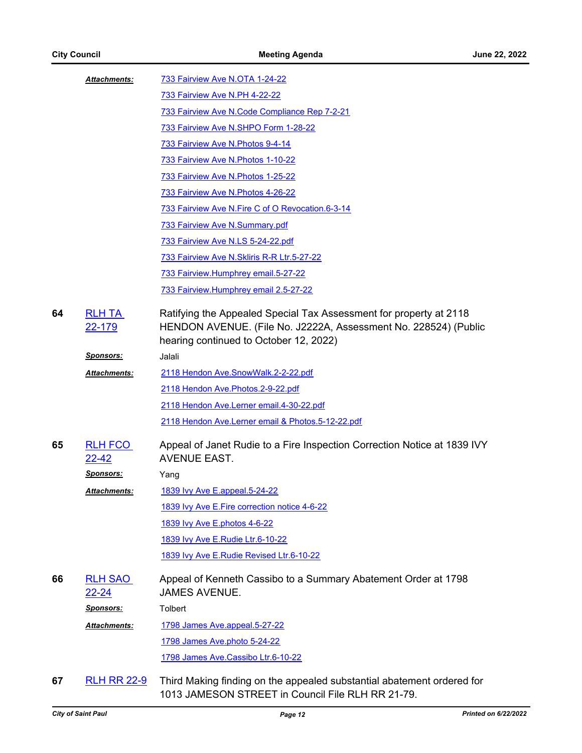***Attachments:***
733 Fairview Ave N.OTA 1-24-22
733 Fairview Ave N.PH 4-22-22
733 Fairview Ave N.Code Compliance Rep 7-2-21
733 Fairview Ave N.SHPO Form 1-28-22
733 Fairview Ave N.Photos 9-4-14
733 Fairview Ave N.Photos 1-10-22
733 Fairview Ave N.Photos 1-25-22
733 Fairview Ave N.Photos 4-26-22
733 Fairview Ave N.Fire C of O Revocation.6-3-14
733 Fairview Ave N.Summary.pdf
733 Fairview Ave N.LS 5-24-22.pdf
733 Fairview Ave N.Skliris R-R Ltr.5-27-22
733 Fairview.Humphrey email.5-27-22
733 Fairview.Humphrey email 2.5-27-22

**64** RLH TA 22-179

Ratifying the Appealed Special Tax Assessment for property at 2118 HENDON AVENUE. (File No. J2222A, Assessment No. 228524) (Public hearing continued to October 12, 2022)

***Sponsors:*** Jalali

***Attachments:***
2118 Hendon Ave.SnowWalk.2-2-22.pdf
2118 Hendon Ave.Photos.2-9-22.pdf
2118 Hendon Ave.Lerner email.4-30-22.pdf
2118 Hendon Ave.Lerner email & Photos.5-12-22.pdf

**65** RLH FCO 22-42

Appeal of Janet Rudie to a Fire Inspection Correction Notice at 1839 IVY AVENUE EAST.

***Sponsors:*** Yang

***Attachments:***
1839 Ivy Ave E.appeal.5-24-22
1839 Ivy Ave E.Fire correction notice 4-6-22
1839 Ivy Ave E.photos 4-6-22
1839 Ivy Ave E.Rudie Ltr.6-10-22
1839 Ivy Ave E.Rudie Revised Ltr.6-10-22

**66** RLH SAO 22-24

Appeal of Kenneth Cassibo to a Summary Abatement Order at 1798 JAMES AVENUE.

***Sponsors:*** Tolbert

***Attachments:***
1798 James Ave.appeal.5-27-22
1798 James Ave.photo 5-24-22
1798 James Ave.Cassibo Ltr.6-10-22

**67** RLH RR 22-9

Third Making finding on the appealed substantial abatement ordered for 1013 JAMESON STREET in Council File RLH RR 21-79.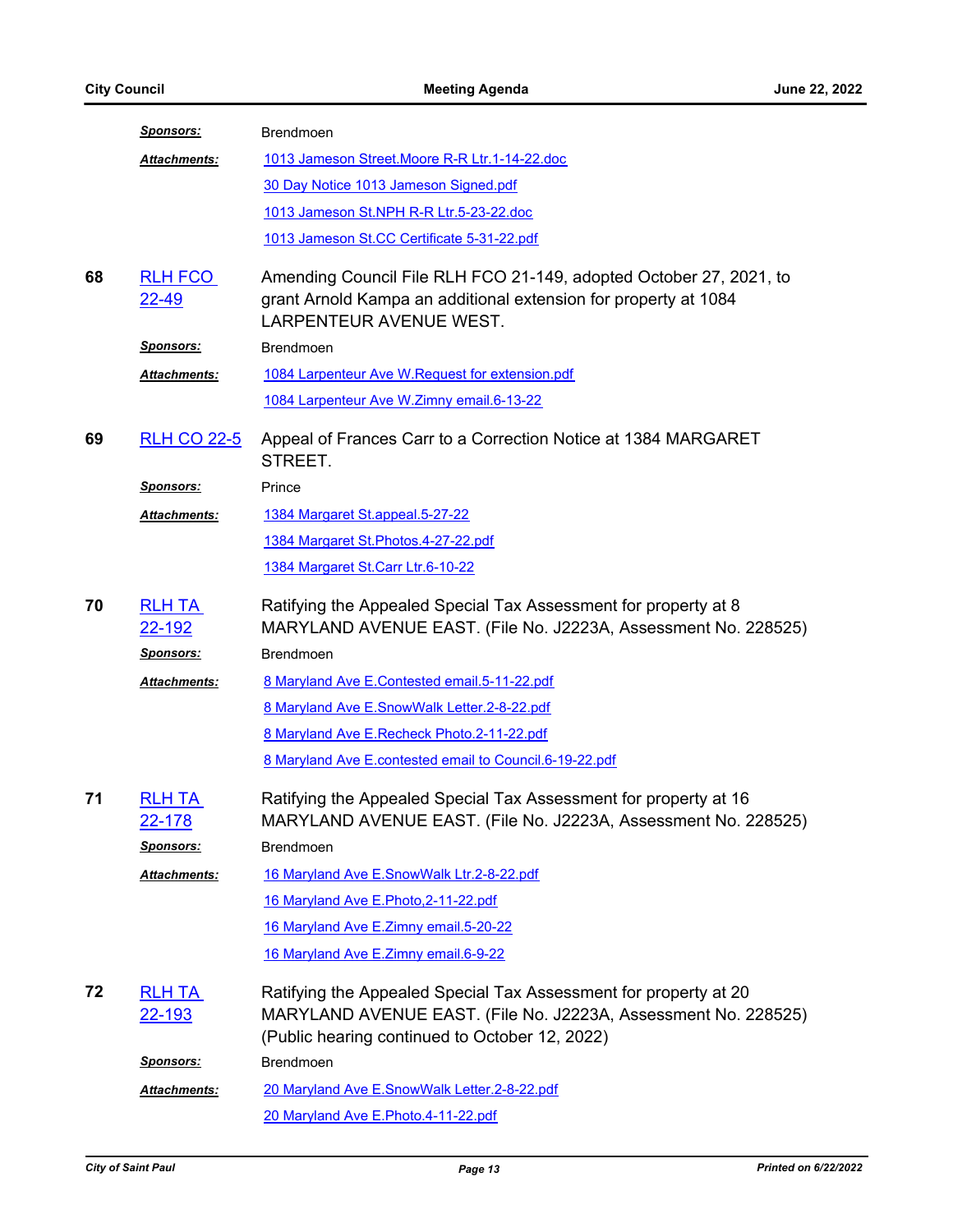**Sponsors:** Brendmoen

**Attachments:**
- 1013 Jameson Street.Moore R-R Ltr.1-14-22.doc
- 30 Day Notice 1013 Jameson Signed.pdf
- 1013 Jameson St.NPH R-R Ltr.5-23-22.doc
- 1013 Jameson St.CC Certificate 5-31-22.pdf

**68** RLH FCO 22-49 — Amending Council File RLH FCO 21-149, adopted October 27, 2021, to grant Arnold Kampa an additional extension for property at 1084 LARPENTEUR AVENUE WEST.

**Sponsors:** Brendmoen

**Attachments:**
- 1084 Larpenteur Ave W.Request for extension.pdf
- 1084 Larpenteur Ave W.Zimny email.6-13-22

**69** RLH CO 22-5 — Appeal of Frances Carr to a Correction Notice at 1384 MARGARET STREET.

**Sponsors:** Prince

**Attachments:**
- 1384 Margaret St.appeal.5-27-22
- 1384 Margaret St.Photos.4-27-22.pdf
- 1384 Margaret St.Carr Ltr.6-10-22

**70** RLH TA 22-192 — Ratifying the Appealed Special Tax Assessment for property at 8 MARYLAND AVENUE EAST. (File No. J2223A, Assessment No. 228525)

**Sponsors:** Brendmoen

**Attachments:**
- 8 Maryland Ave E.Contested email.5-11-22.pdf
- 8 Maryland Ave E.SnowWalk Letter.2-8-22.pdf
- 8 Maryland Ave E.Recheck Photo.2-11-22.pdf
- 8 Maryland Ave E.contested email to Council.6-19-22.pdf

**71** RLH TA 22-178 — Ratifying the Appealed Special Tax Assessment for property at 16 MARYLAND AVENUE EAST. (File No. J2223A, Assessment No. 228525)

**Sponsors:** Brendmoen

**Attachments:**
- 16 Maryland Ave E.SnowWalk Ltr.2-8-22.pdf
- 16 Maryland Ave E.Photo,2-11-22.pdf
- 16 Maryland Ave E.Zimny email.5-20-22
- 16 Maryland Ave E.Zimny email.6-9-22

**72** RLH TA 22-193 — Ratifying the Appealed Special Tax Assessment for property at 20 MARYLAND AVENUE EAST. (File No. J2223A, Assessment No. 228525) (Public hearing continued to October 12, 2022)

**Sponsors:** Brendmoen

**Attachments:**
- 20 Maryland Ave E.SnowWalk Letter.2-8-22.pdf
- 20 Maryland Ave E.Photo.4-11-22.pdf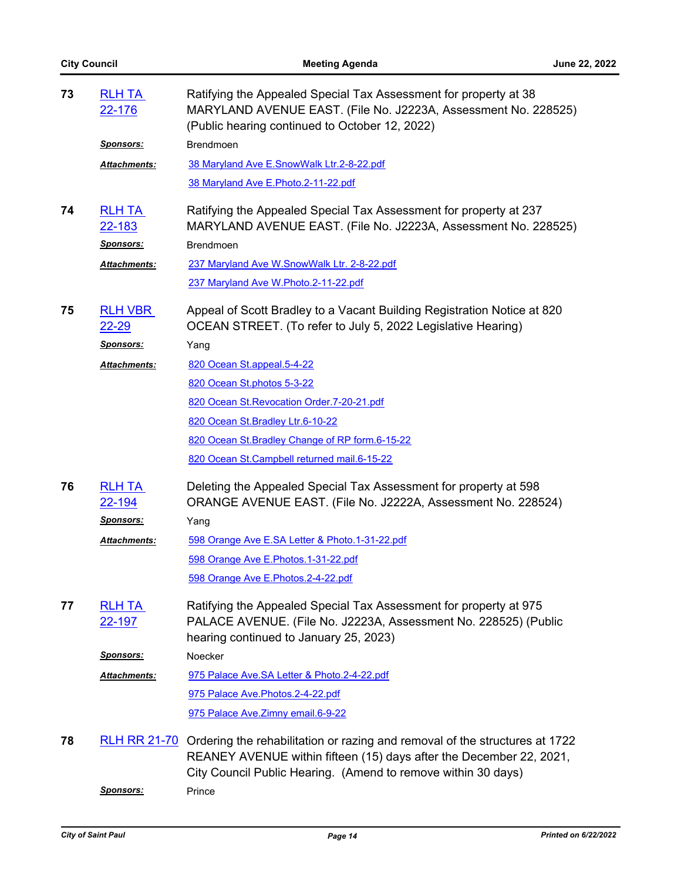**73** RLH TA 22-176

Ratifying the Appealed Special Tax Assessment for property at 38 MARYLAND AVENUE EAST. (File No. J2223A, Assessment No. 228525) (Public hearing continued to October 12, 2022)

***Sponsors:*** Brendmoen

***Attachments:*** 38 Maryland Ave E.SnowWalk Ltr.2-8-22.pdf
38 Maryland Ave E.Photo.2-11-22.pdf

**74** RLH TA 22-183

Ratifying the Appealed Special Tax Assessment for property at 237 MARYLAND AVENUE EAST. (File No. J2223A, Assessment No. 228525)

***Sponsors:*** Brendmoen

***Attachments:*** 237 Maryland Ave W.SnowWalk Ltr. 2-8-22.pdf
237 Maryland Ave W.Photo.2-11-22.pdf

**75** RLH VBR 22-29

Appeal of Scott Bradley to a Vacant Building Registration Notice at 820 OCEAN STREET. (To refer to July 5, 2022 Legislative Hearing)

***Sponsors:*** Yang

***Attachments:*** 820 Ocean St.appeal.5-4-22
820 Ocean St.photos 5-3-22
820 Ocean St.Revocation Order.7-20-21.pdf
820 Ocean St.Bradley Ltr.6-10-22
820 Ocean St.Bradley Change of RP form.6-15-22
820 Ocean St.Campbell returned mail.6-15-22

**76** RLH TA 22-194

Deleting the Appealed Special Tax Assessment for property at 598 ORANGE AVENUE EAST. (File No. J2222A, Assessment No. 228524)

***Sponsors:*** Yang

***Attachments:*** 598 Orange Ave E.SA Letter & Photo.1-31-22.pdf
598 Orange Ave E.Photos.1-31-22.pdf
598 Orange Ave E.Photos.2-4-22.pdf

**77** RLH TA 22-197

Ratifying the Appealed Special Tax Assessment for property at 975 PALACE AVENUE. (File No. J2223A, Assessment No. 228525) (Public hearing continued to January 25, 2023)

***Sponsors:*** Noecker

***Attachments:*** 975 Palace Ave.SA Letter & Photo.2-4-22.pdf
975 Palace Ave.Photos.2-4-22.pdf
975 Palace Ave.Zimny email.6-9-22

**78** RLH RR 21-70

Ordering the rehabilitation or razing and removal of the structures at 1722 REANEY AVENUE within fifteen (15) days after the December 22, 2021, City Council Public Hearing. (Amend to remove within 30 days)

***Sponsors:*** Prince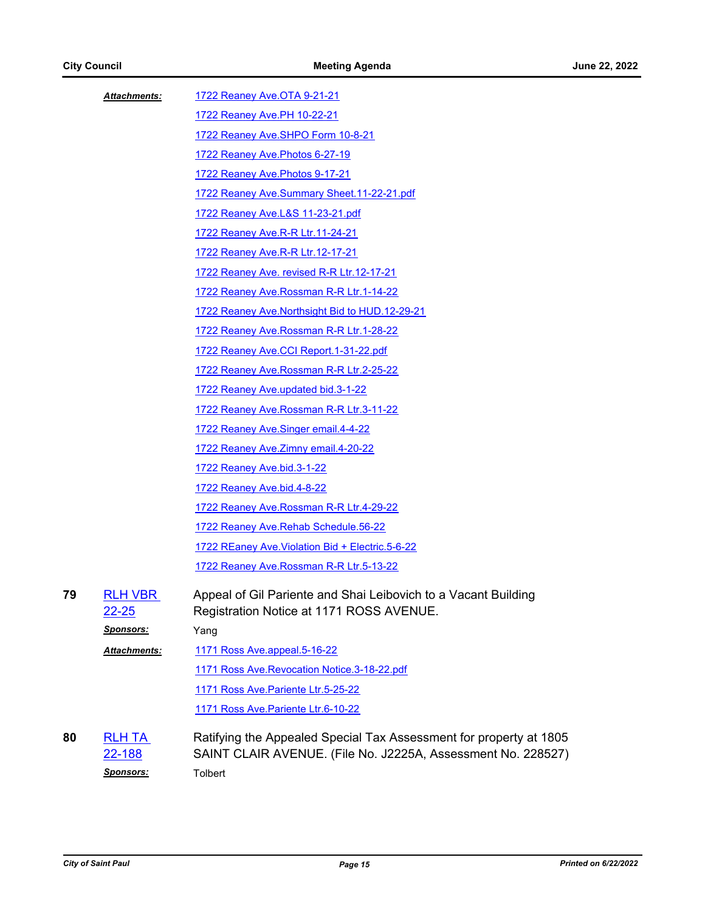***Attachments:***

- 1722 Reaney Ave.OTA 9-21-21
- 1722 Reaney Ave.PH 10-22-21
- 1722 Reaney Ave.SHPO Form 10-8-21
- 1722 Reaney Ave.Photos 6-27-19
- 1722 Reaney Ave.Photos 9-17-21
- 1722 Reaney Ave.Summary Sheet.11-22-21.pdf
- 1722 Reaney Ave.L&S 11-23-21.pdf
- 1722 Reaney Ave.R-R Ltr.11-24-21
- 1722 Reaney Ave.R-R Ltr.12-17-21
- 1722 Reaney Ave. revised R-R Ltr.12-17-21
- 1722 Reaney Ave.Rossman R-R Ltr.1-14-22
- 1722 Reaney Ave.Northsight Bid to HUD.12-29-21
- 1722 Reaney Ave.Rossman R-R Ltr.1-28-22
- 1722 Reaney Ave.CCI Report.1-31-22.pdf
- 1722 Reaney Ave.Rossman R-R Ltr.2-25-22
- 1722 Reaney Ave.updated bid.3-1-22
- 1722 Reaney Ave.Rossman R-R Ltr.3-11-22
- 1722 Reaney Ave.Singer email.4-4-22
- 1722 Reaney Ave.Zimny email.4-20-22
- 1722 Reaney Ave.bid.3-1-22
- 1722 Reaney Ave.bid.4-8-22
- 1722 Reaney Ave.Rossman R-R Ltr.4-29-22
- 1722 Reaney Ave.Rehab Schedule.56-22
- 1722 REaney Ave.Violation Bid + Electric.5-6-22
- 1722 Reaney Ave.Rossman R-R Ltr.5-13-22

**79** RLH VBR 22-25

Appeal of Gil Pariente and Shai Leibovich to a Vacant Building Registration Notice at 1171 ROSS AVENUE.

***Sponsors:*** Yang

***Attachments:***

- 1171 Ross Ave.appeal.5-16-22
- 1171 Ross Ave.Revocation Notice.3-18-22.pdf
- 1171 Ross Ave.Pariente Ltr.5-25-22
- 1171 Ross Ave.Pariente Ltr.6-10-22

**80** RLH TA 22-188

Ratifying the Appealed Special Tax Assessment for property at 1805 SAINT CLAIR AVENUE. (File No. J2225A, Assessment No. 228527)

***Sponsors:*** Tolbert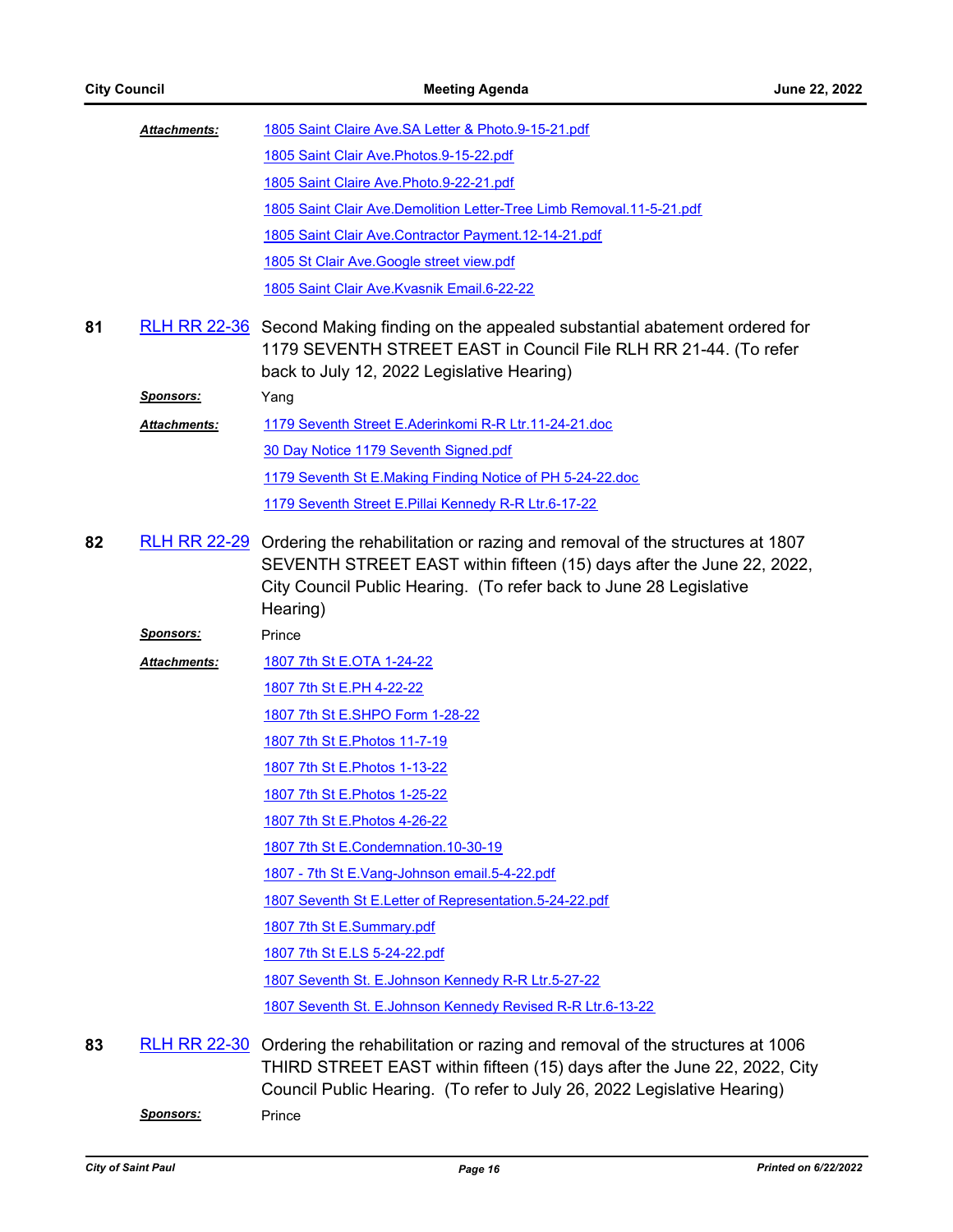**Attachments:**
1805 Saint Claire Ave.SA Letter & Photo.9-15-21.pdf
1805 Saint Clair Ave.Photos.9-15-22.pdf
1805 Saint Claire Ave.Photo.9-22-21.pdf
1805 Saint Clair Ave.Demolition Letter-Tree Limb Removal.11-5-21.pdf
1805 Saint Clair Ave.Contractor Payment.12-14-21.pdf
1805 St Clair Ave.Google street view.pdf
1805 Saint Clair Ave.Kvasnik Email.6-22-22

**81** RLH RR 22-36 Second Making finding on the appealed substantial abatement ordered for 1179 SEVENTH STREET EAST in Council File RLH RR 21-44. (To refer back to July 12, 2022 Legislative Hearing)

**Sponsors:** Yang

**Attachments:**
1179 Seventh Street E.Aderinkomi R-R Ltr.11-24-21.doc
30 Day Notice 1179 Seventh Signed.pdf
1179 Seventh St E.Making Finding Notice of PH 5-24-22.doc
1179 Seventh Street E.Pillai Kennedy R-R Ltr.6-17-22

**82** RLH RR 22-29 Ordering the rehabilitation or razing and removal of the structures at 1807 SEVENTH STREET EAST within fifteen (15) days after the June 22, 2022, City Council Public Hearing. (To refer back to June 28 Legislative Hearing)

**Sponsors:** Prince

**Attachments:**
1807 7th St E.OTA 1-24-22
1807 7th St E.PH 4-22-22
1807 7th St E.SHPO Form 1-28-22
1807 7th St E.Photos 11-7-19
1807 7th St E.Photos 1-13-22
1807 7th St E.Photos 1-25-22
1807 7th St E.Photos 4-26-22
1807 7th St E.Condemnation.10-30-19
1807 - 7th St E.Vang-Johnson email.5-4-22.pdf
1807 Seventh St E.Letter of Representation.5-24-22.pdf
1807 7th St E.Summary.pdf
1807 7th St E.LS 5-24-22.pdf
1807 Seventh St. E.Johnson Kennedy R-R Ltr.5-27-22
1807 Seventh St. E.Johnson Kennedy Revised R-R Ltr.6-13-22

**83** RLH RR 22-30 Ordering the rehabilitation or razing and removal of the structures at 1006 THIRD STREET EAST within fifteen (15) days after the June 22, 2022, City Council Public Hearing. (To refer to July 26, 2022 Legislative Hearing)

**Sponsors:** Prince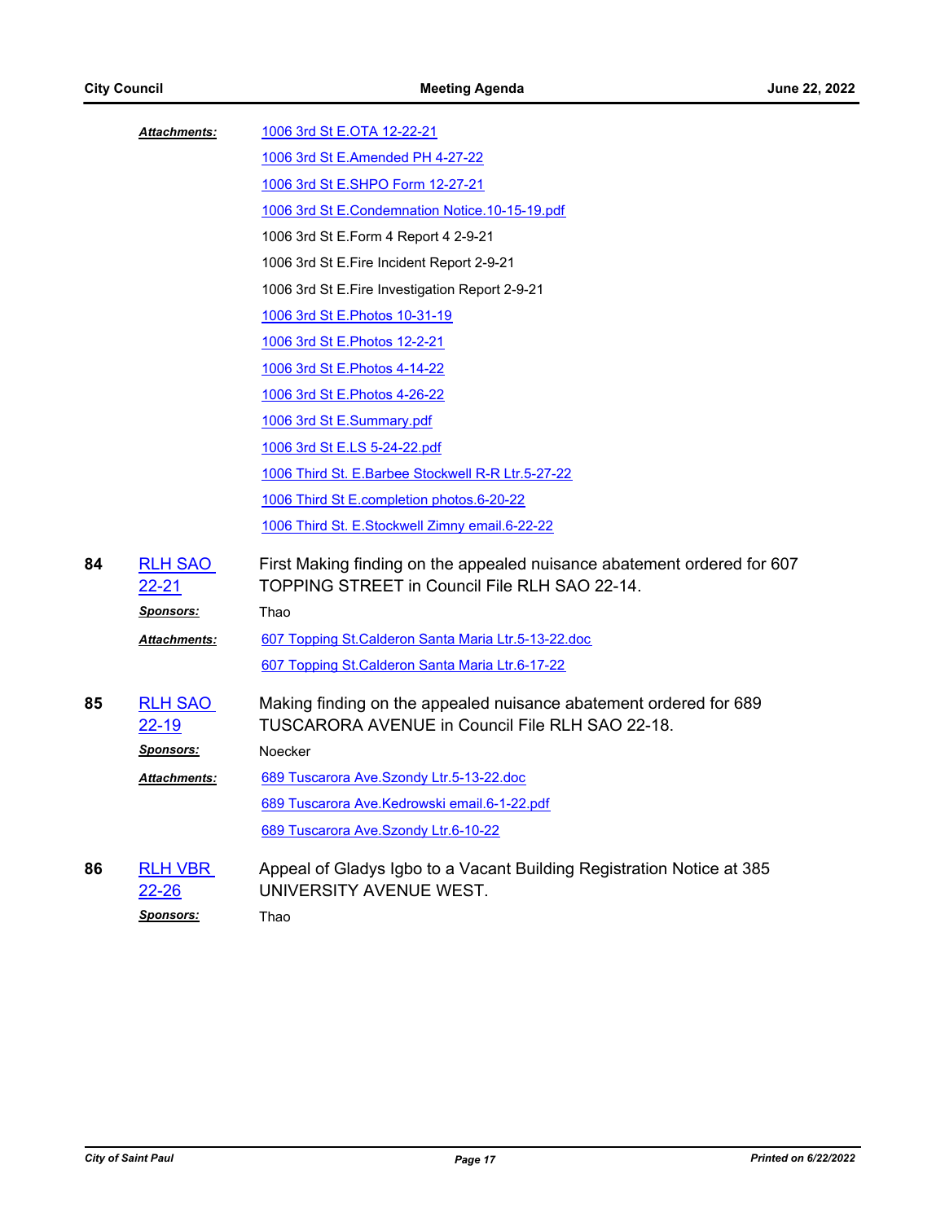***Attachments:***

1006 3rd St E.OTA 12-22-21

1006 3rd St E.Amended PH 4-27-22

1006 3rd St E.SHPO Form 12-27-21

1006 3rd St E.Condemnation Notice.10-15-19.pdf

1006 3rd St E.Form 4 Report 4 2-9-21

1006 3rd St E.Fire Incident Report 2-9-21

1006 3rd St E.Fire Investigation Report 2-9-21

1006 3rd St E.Photos 10-31-19

1006 3rd St E.Photos 12-2-21

1006 3rd St E.Photos 4-14-22

1006 3rd St E.Photos 4-26-22

1006 3rd St E.Summary.pdf

1006 3rd St E.LS 5-24-22.pdf

1006 Third St. E.Barbee Stockwell R-R Ltr.5-27-22

1006 Third St E.completion photos.6-20-22

1006 Third St. E.Stockwell Zimny email.6-22-22

**84** **RLH SAO 22-21**

First Making finding on the appealed nuisance abatement ordered for 607 TOPPING STREET in Council File RLH SAO 22-14.

***Sponsors:*** Thao

***Attachments:***

607 Topping St.Calderon Santa Maria Ltr.5-13-22.doc

607 Topping St.Calderon Santa Maria Ltr.6-17-22

**85** **RLH SAO 22-19**

Making finding on the appealed nuisance abatement ordered for 689 TUSCARORA AVENUE in Council File RLH SAO 22-18.

***Sponsors:*** Noecker

***Attachments:***

689 Tuscarora Ave.Szondy Ltr.5-13-22.doc

689 Tuscarora Ave.Kedrowski email.6-1-22.pdf

689 Tuscarora Ave.Szondy Ltr.6-10-22

**86** **RLH VBR 22-26**

Appeal of Gladys Igbo to a Vacant Building Registration Notice at 385 UNIVERSITY AVENUE WEST.

***Sponsors:*** Thao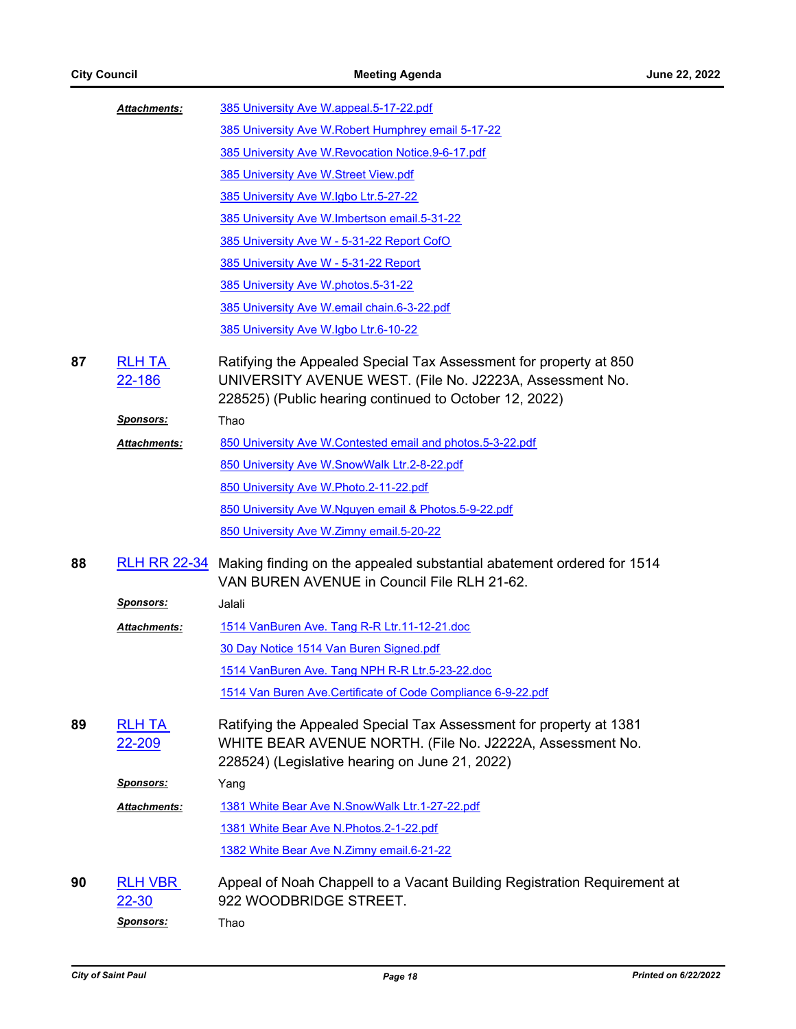**Attachments:**

- 385 University Ave W.appeal.5-17-22.pdf
- 385 University Ave W.Robert Humphrey email 5-17-22
- 385 University Ave W.Revocation Notice.9-6-17.pdf
- 385 University Ave W.Street View.pdf
- 385 University Ave W.Igbo Ltr.5-27-22
- 385 University Ave W.Imbertson email.5-31-22
- 385 University Ave W - 5-31-22 Report CofO
- 385 University Ave W - 5-31-22 Report
- 385 University Ave W.photos.5-31-22
- 385 University Ave W.email chain.6-3-22.pdf
- 385 University Ave W.Igbo Ltr.6-10-22

**87** **RLH TA 22-186** Ratifying the Appealed Special Tax Assessment for property at 850 UNIVERSITY AVENUE WEST. (File No. J2223A, Assessment No. 228525) (Public hearing continued to October 12, 2022)

**Sponsors:** Thao

**Attachments:**

- 850 University Ave W.Contested email and photos.5-3-22.pdf
- 850 University Ave W.SnowWalk Ltr.2-8-22.pdf
- 850 University Ave W.Photo.2-11-22.pdf
- 850 University Ave W.Nguyen email & Photos.5-9-22.pdf
- 850 University Ave W.Zimny email.5-20-22

**88** **RLH RR 22-34** Making finding on the appealed substantial abatement ordered for 1514 VAN BUREN AVENUE in Council File RLH 21-62.

**Sponsors:** Jalali

**Attachments:**

- 1514 VanBuren Ave. Tang R-R Ltr.11-12-21.doc
- 30 Day Notice 1514 Van Buren Signed.pdf
- 1514 VanBuren Ave. Tang NPH R-R Ltr.5-23-22.doc
- 1514 Van Buren Ave.Certificate of Code Compliance 6-9-22.pdf

**89** **RLH TA 22-209** Ratifying the Appealed Special Tax Assessment for property at 1381 WHITE BEAR AVENUE NORTH. (File No. J2222A, Assessment No. 228524) (Legislative hearing on June 21, 2022)

**Sponsors:** Yang

**Attachments:**

- 1381 White Bear Ave N.SnowWalk Ltr.1-27-22.pdf
- 1381 White Bear Ave N.Photos.2-1-22.pdf
- 1382 White Bear Ave N.Zimny email.6-21-22

**90** **RLH VBR 22-30** Appeal of Noah Chappell to a Vacant Building Registration Requirement at 922 WOODBRIDGE STREET.

**Sponsors:** Thao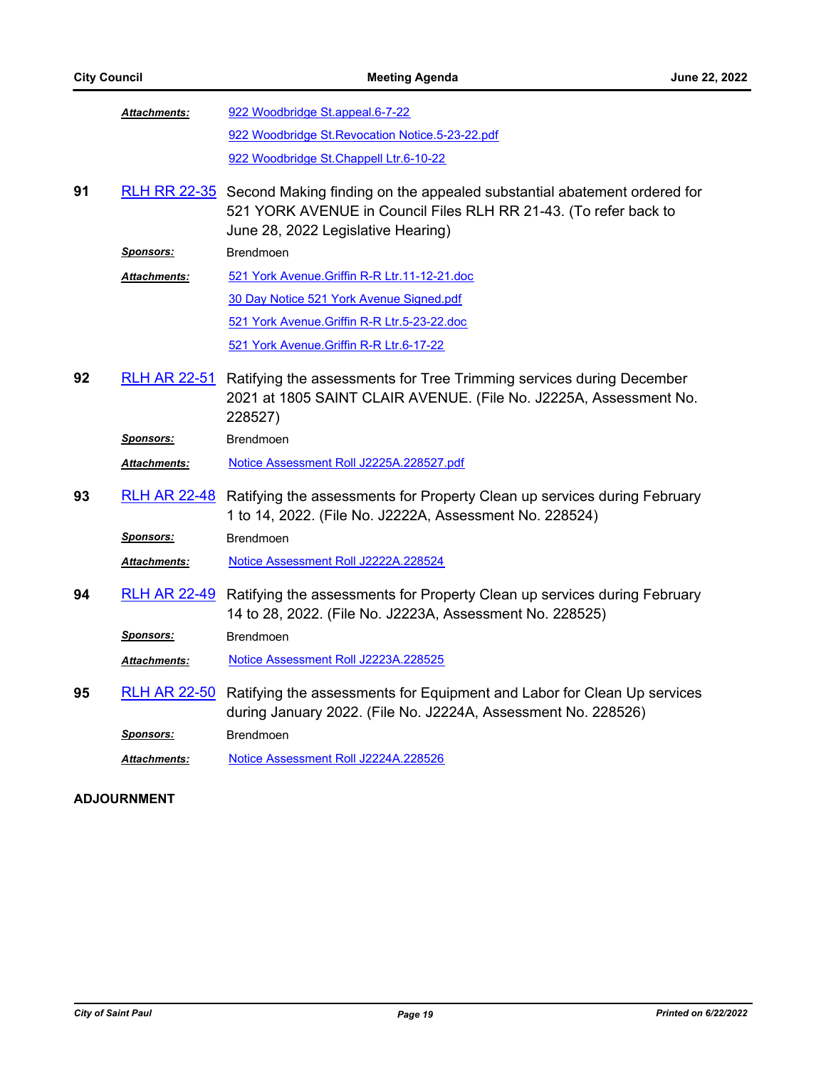*Attachments:* [922 Woodbridge St.appeal.6-7-22]
[922 Woodbridge St.Revocation Notice.5-23-22.pdf]
[922 Woodbridge St.Chappell Ltr.6-10-22]

**91** RLH RR 22-35 Second Making finding on the appealed substantial abatement ordered for 521 YORK AVENUE in Council Files RLH RR 21-43. (To refer back to June 28, 2022 Legislative Hearing)

*Sponsors:* Brendmoen

*Attachments:* 521 York Avenue.Griffin R-R Ltr.11-12-21.doc
30 Day Notice 521 York Avenue Signed.pdf
521 York Avenue.Griffin R-R Ltr.5-23-22.doc
521 York Avenue.Griffin R-R Ltr.6-17-22

**92** RLH AR 22-51 Ratifying the assessments for Tree Trimming services during December 2021 at 1805 SAINT CLAIR AVENUE. (File No. J2225A, Assessment No. 228527)

*Sponsors:* Brendmoen

*Attachments:* Notice Assessment Roll J2225A.228527.pdf

**93** RLH AR 22-48 Ratifying the assessments for Property Clean up services during February 1 to 14, 2022. (File No. J2222A, Assessment No. 228524)

*Sponsors:* Brendmoen

*Attachments:* Notice Assessment Roll J2222A.228524

**94** RLH AR 22-49 Ratifying the assessments for Property Clean up services during February 14 to 28, 2022. (File No. J2223A, Assessment No. 228525)

*Sponsors:* Brendmoen

*Attachments:* Notice Assessment Roll J2223A.228525

**95** RLH AR 22-50 Ratifying the assessments for Equipment and Labor for Clean Up services during January 2022. (File No. J2224A, Assessment No. 228526)

*Sponsors:* Brendmoen

*Attachments:* Notice Assessment Roll J2224A.228526

**ADJOURNMENT**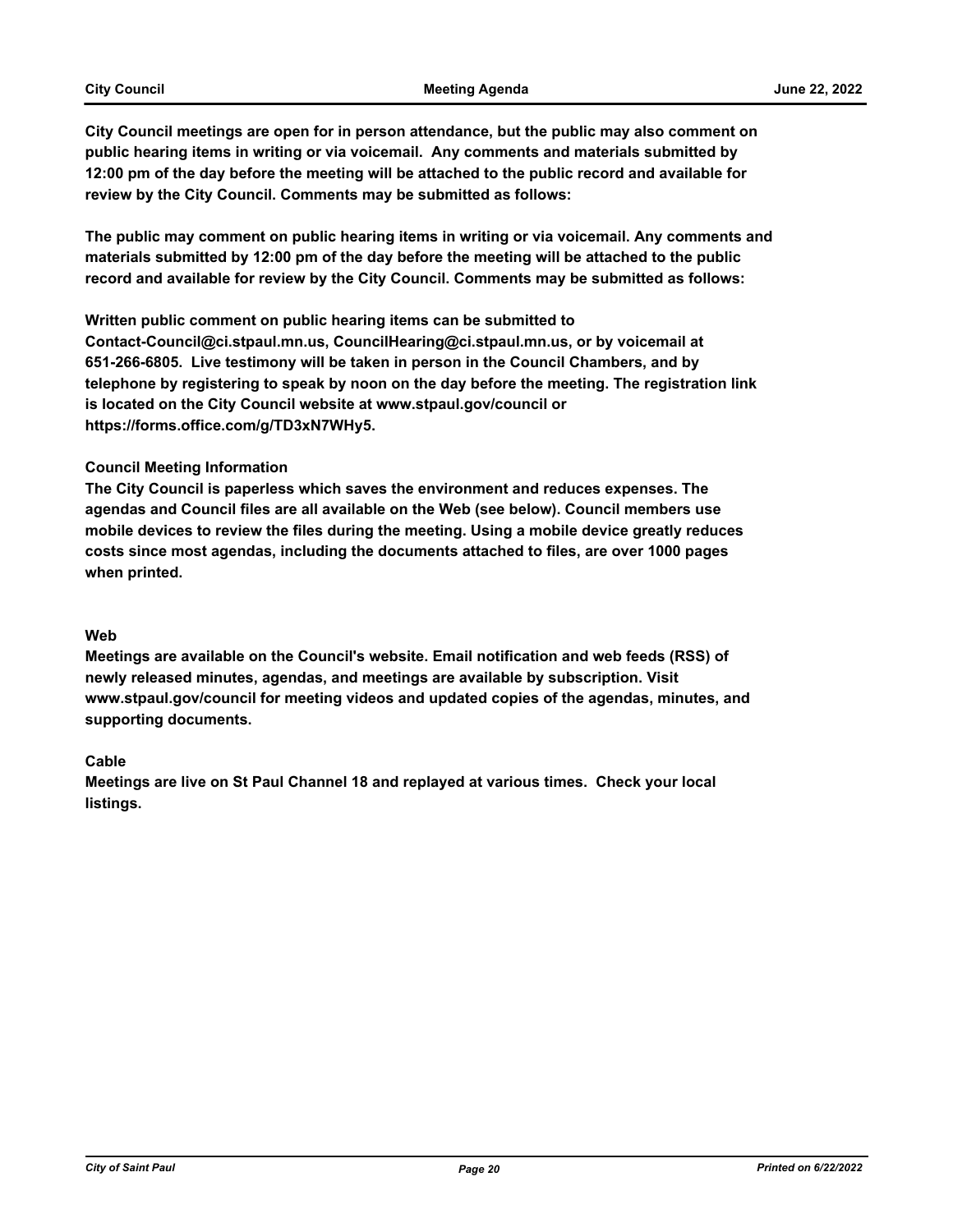**City Council meetings are open for in person attendance, but the public may also comment on public hearing items in writing or via voicemail. Any comments and materials submitted by 12:00 pm of the day before the meeting will be attached to the public record and available for review by the City Council. Comments may be submitted as follows:**

**The public may comment on public hearing items in writing or via voicemail. Any comments and materials submitted by 12:00 pm of the day before the meeting will be attached to the public record and available for review by the City Council. Comments may be submitted as follows:**

**Written public comment on public hearing items can be submitted to Contact-Council@ci.stpaul.mn.us, CouncilHearing@ci.stpaul.mn.us, or by voicemail at 651-266-6805. Live testimony will be taken in person in the Council Chambers, and by telephone by registering to speak by noon on the day before the meeting. The registration link is located on the City Council website at www.stpaul.gov/council or https://forms.office.com/g/TD3xN7WHy5.**

**Council Meeting Information**

**The City Council is paperless which saves the environment and reduces expenses. The agendas and Council files are all available on the Web (see below). Council members use mobile devices to review the files during the meeting. Using a mobile device greatly reduces costs since most agendas, including the documents attached to files, are over 1000 pages when printed.**

**Web**

**Meetings are available on the Council's website. Email notification and web feeds (RSS) of newly released minutes, agendas, and meetings are available by subscription. Visit www.stpaul.gov/council for meeting videos and updated copies of the agendas, minutes, and supporting documents.**

**Cable**

**Meetings are live on St Paul Channel 18 and replayed at various times. Check your local listings.**